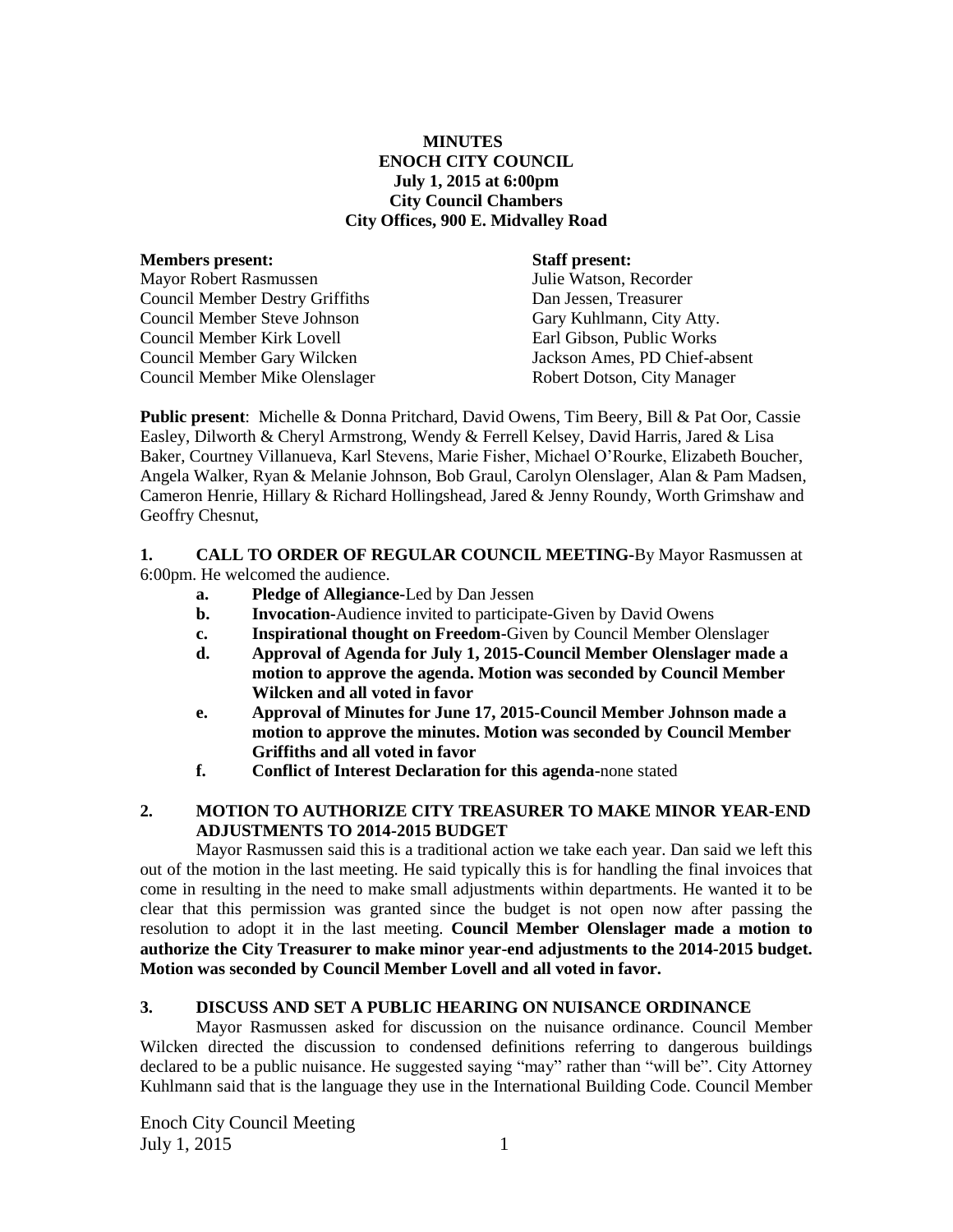**MINUTES**
**ENOCH CITY COUNCIL**
**July 1, 2015 at 6:00pm**
**City Council Chambers**
**City Offices, 900 E. Midvalley Road**

| **Members present:** | **Staff present:** |
|---|---|
| Mayor Robert Rasmussen | Julie Watson, Recorder |
| Council Member Destry Griffiths | Dan Jessen, Treasurer |
| Council Member Steve Johnson | Gary Kuhlmann, City Atty. |
| Council Member Kirk Lovell | Earl Gibson, Public Works |
| Council Member Gary Wilcken | Jackson Ames, PD Chief-absent |
| Council Member Mike Olenslager | Robert Dotson, City Manager |

**Public present**: Michelle & Donna Pritchard, David Owens, Tim Beery, Bill & Pat Oor, Cassie Easley, Dilworth & Cheryl Armstrong, Wendy & Ferrell Kelsey, David Harris, Jared & Lisa Baker, Courtney Villanueva, Karl Stevens, Marie Fisher, Michael O'Rourke, Elizabeth Boucher, Angela Walker, Ryan & Melanie Johnson, Bob Graul, Carolyn Olenslager, Alan & Pam Madsen, Cameron Henrie, Hillary & Richard Hollingshead, Jared & Jenny Roundy, Worth Grimshaw and Geoffry Chesnut,

**1. CALL TO ORDER OF REGULAR COUNCIL MEETING**-By Mayor Rasmussen at 6:00pm. He welcomed the audience.

- **a. Pledge of Allegiance**-Led by Dan Jessen
- **b. Invocation**-Audience invited to participate-Given by David Owens
- **c. Inspirational thought on Freedom**-Given by Council Member Olenslager
- **d. Approval of Agenda for July 1, 2015-Council Member Olenslager made a motion to approve the agenda. Motion was seconded by Council Member Wilcken and all voted in favor**
- **e. Approval of Minutes for June 17, 2015-Council Member Johnson made a motion to approve the minutes. Motion was seconded by Council Member Griffiths and all voted in favor**
- **f. Conflict of Interest Declaration for this agenda**-none stated

**2. MOTION TO AUTHORIZE CITY TREASURER TO MAKE MINOR YEAR-END ADJUSTMENTS TO 2014-2015 BUDGET**

Mayor Rasmussen said this is a traditional action we take each year. Dan said we left this out of the motion in the last meeting. He said typically this is for handling the final invoices that come in resulting in the need to make small adjustments within departments. He wanted it to be clear that this permission was granted since the budget is not open now after passing the resolution to adopt it in the last meeting. **Council Member Olenslager made a motion to authorize the City Treasurer to make minor year-end adjustments to the 2014-2015 budget. Motion was seconded by Council Member Lovell and all voted in favor.**

**3. DISCUSS AND SET A PUBLIC HEARING ON NUISANCE ORDINANCE**

Mayor Rasmussen asked for discussion on the nuisance ordinance. Council Member Wilcken directed the discussion to condensed definitions referring to dangerous buildings declared to be a public nuisance. He suggested saying "may" rather than "will be". City Attorney Kuhlmann said that is the language they use in the International Building Code. Council Member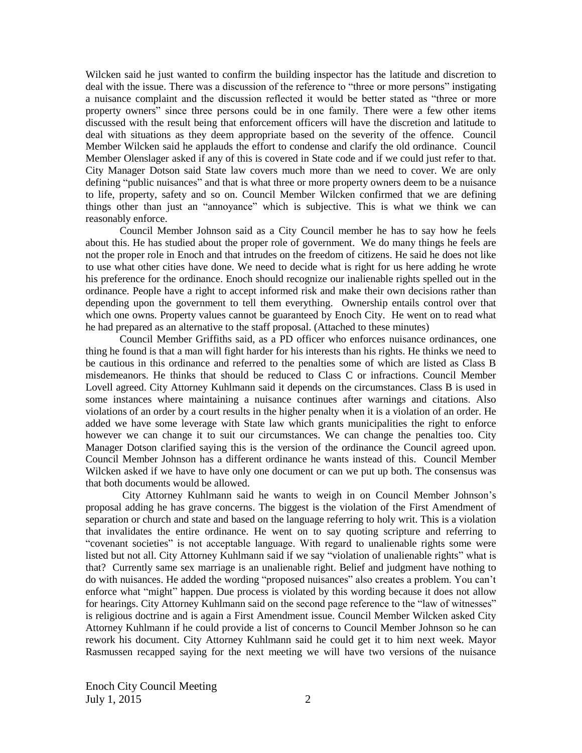Wilcken said he just wanted to confirm the building inspector has the latitude and discretion to deal with the issue. There was a discussion of the reference to "three or more persons" instigating a nuisance complaint and the discussion reflected it would be better stated as "three or more property owners" since three persons could be in one family. There were a few other items discussed with the result being that enforcement officers will have the discretion and latitude to deal with situations as they deem appropriate based on the severity of the offence. Council Member Wilcken said he applauds the effort to condense and clarify the old ordinance. Council Member Olenslager asked if any of this is covered in State code and if we could just refer to that. City Manager Dotson said State law covers much more than we need to cover. We are only defining "public nuisances" and that is what three or more property owners deem to be a nuisance to life, property, safety and so on. Council Member Wilcken confirmed that we are defining things other than just an "annoyance" which is subjective. This is what we think we can reasonably enforce.

Council Member Johnson said as a City Council member he has to say how he feels about this. He has studied about the proper role of government. We do many things he feels are not the proper role in Enoch and that intrudes on the freedom of citizens. He said he does not like to use what other cities have done. We need to decide what is right for us here adding he wrote his preference for the ordinance. Enoch should recognize our inalienable rights spelled out in the ordinance. People have a right to accept informed risk and make their own decisions rather than depending upon the government to tell them everything. Ownership entails control over that which one owns. Property values cannot be guaranteed by Enoch City. He went on to read what he had prepared as an alternative to the staff proposal. (Attached to these minutes)

Council Member Griffiths said, as a PD officer who enforces nuisance ordinances, one thing he found is that a man will fight harder for his interests than his rights. He thinks we need to be cautious in this ordinance and referred to the penalties some of which are listed as Class B misdemeanors. He thinks that should be reduced to Class C or infractions. Council Member Lovell agreed. City Attorney Kuhlmann said it depends on the circumstances. Class B is used in some instances where maintaining a nuisance continues after warnings and citations. Also violations of an order by a court results in the higher penalty when it is a violation of an order. He added we have some leverage with State law which grants municipalities the right to enforce however we can change it to suit our circumstances. We can change the penalties too. City Manager Dotson clarified saying this is the version of the ordinance the Council agreed upon. Council Member Johnson has a different ordinance he wants instead of this. Council Member Wilcken asked if we have to have only one document or can we put up both. The consensus was that both documents would be allowed.

City Attorney Kuhlmann said he wants to weigh in on Council Member Johnson's proposal adding he has grave concerns. The biggest is the violation of the First Amendment of separation or church and state and based on the language referring to holy writ. This is a violation that invalidates the entire ordinance. He went on to say quoting scripture and referring to "covenant societies" is not acceptable language. With regard to unalienable rights some were listed but not all. City Attorney Kuhlmann said if we say "violation of unalienable rights" what is that? Currently same sex marriage is an unalienable right. Belief and judgment have nothing to do with nuisances. He added the wording "proposed nuisances" also creates a problem. You can't enforce what "might" happen. Due process is violated by this wording because it does not allow for hearings. City Attorney Kuhlmann said on the second page reference to the "law of witnesses" is religious doctrine and is again a First Amendment issue. Council Member Wilcken asked City Attorney Kuhlmann if he could provide a list of concerns to Council Member Johnson so he can rework his document. City Attorney Kuhlmann said he could get it to him next week. Mayor Rasmussen recapped saying for the next meeting we will have two versions of the nuisance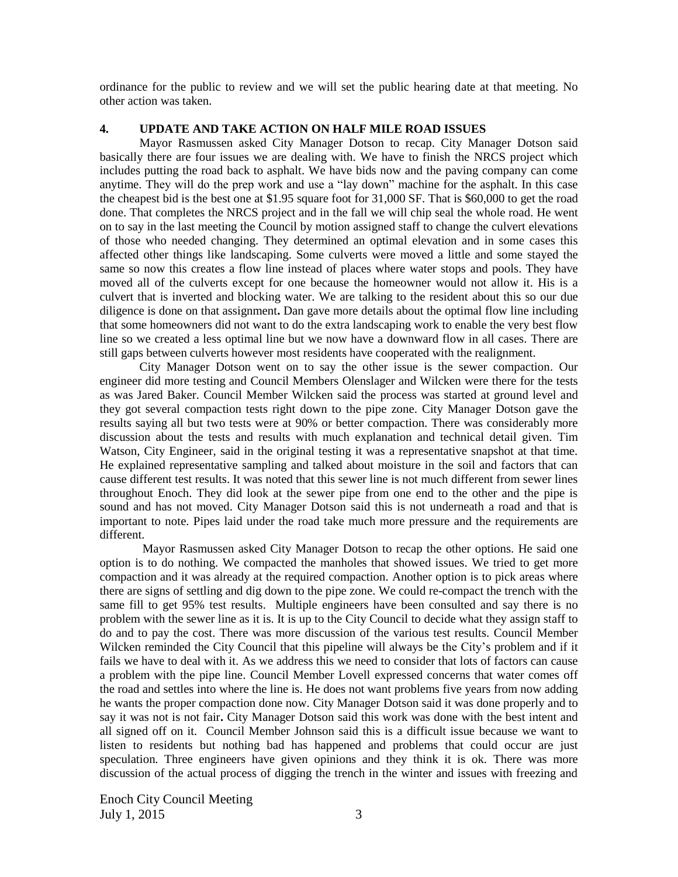ordinance for the public to review and we will set the public hearing date at that meeting. No other action was taken.

## 4. UPDATE AND TAKE ACTION ON HALF MILE ROAD ISSUES

Mayor Rasmussen asked City Manager Dotson to recap. City Manager Dotson said basically there are four issues we are dealing with. We have to finish the NRCS project which includes putting the road back to asphalt. We have bids now and the paving company can come anytime. They will do the prep work and use a "lay down" machine for the asphalt. In this case the cheapest bid is the best one at $1.95 square foot for 31,000 SF. That is $60,000 to get the road done. That completes the NRCS project and in the fall we will chip seal the whole road. He went on to say in the last meeting the Council by motion assigned staff to change the culvert elevations of those who needed changing. They determined an optimal elevation and in some cases this affected other things like landscaping. Some culverts were moved a little and some stayed the same so now this creates a flow line instead of places where water stops and pools. They have moved all of the culverts except for one because the homeowner would not allow it. His is a culvert that is inverted and blocking water. We are talking to the resident about this so our due diligence is done on that assignment**.** Dan gave more details about the optimal flow line including that some homeowners did not want to do the extra landscaping work to enable the very best flow line so we created a less optimal line but we now have a downward flow in all cases. There are still gaps between culverts however most residents have cooperated with the realignment.

City Manager Dotson went on to say the other issue is the sewer compaction. Our engineer did more testing and Council Members Olenslager and Wilcken were there for the tests as was Jared Baker. Council Member Wilcken said the process was started at ground level and they got several compaction tests right down to the pipe zone. City Manager Dotson gave the results saying all but two tests were at 90% or better compaction. There was considerably more discussion about the tests and results with much explanation and technical detail given. Tim Watson, City Engineer, said in the original testing it was a representative snapshot at that time. He explained representative sampling and talked about moisture in the soil and factors that can cause different test results. It was noted that this sewer line is not much different from sewer lines throughout Enoch. They did look at the sewer pipe from one end to the other and the pipe is sound and has not moved. City Manager Dotson said this is not underneath a road and that is important to note. Pipes laid under the road take much more pressure and the requirements are different.

Mayor Rasmussen asked City Manager Dotson to recap the other options. He said one option is to do nothing. We compacted the manholes that showed issues. We tried to get more compaction and it was already at the required compaction. Another option is to pick areas where there are signs of settling and dig down to the pipe zone. We could re-compact the trench with the same fill to get 95% test results. Multiple engineers have been consulted and say there is no problem with the sewer line as it is. It is up to the City Council to decide what they assign staff to do and to pay the cost. There was more discussion of the various test results. Council Member Wilcken reminded the City Council that this pipeline will always be the City's problem and if it fails we have to deal with it. As we address this we need to consider that lots of factors can cause a problem with the pipe line. Council Member Lovell expressed concerns that water comes off the road and settles into where the line is. He does not want problems five years from now adding he wants the proper compaction done now. City Manager Dotson said it was done properly and to say it was not is not fair**.** City Manager Dotson said this work was done with the best intent and all signed off on it. Council Member Johnson said this is a difficult issue because we want to listen to residents but nothing bad has happened and problems that could occur are just speculation. Three engineers have given opinions and they think it is ok. There was more discussion of the actual process of digging the trench in the winter and issues with freezing and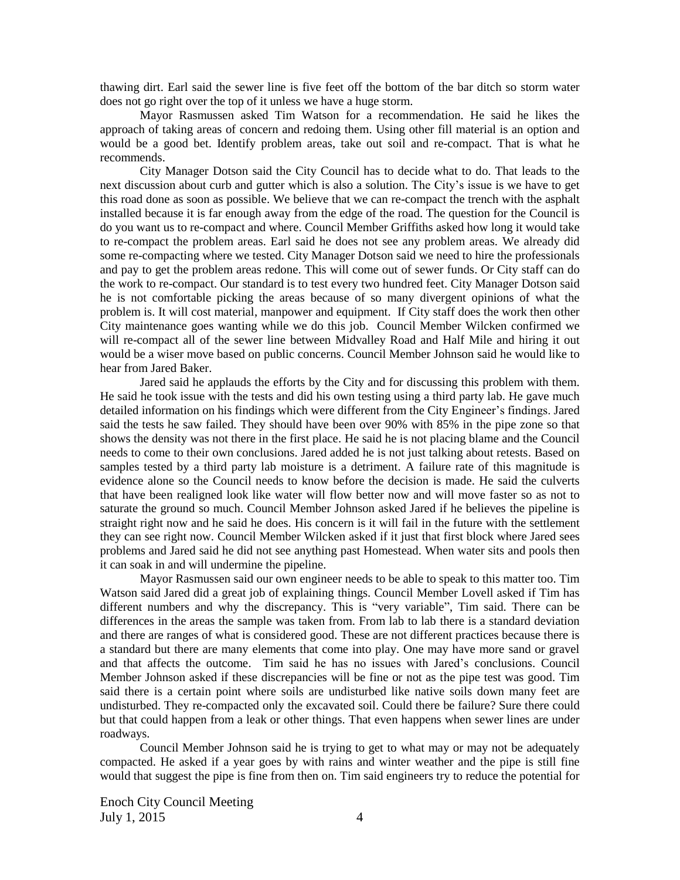thawing dirt. Earl said the sewer line is five feet off the bottom of the bar ditch so storm water does not go right over the top of it unless we have a huge storm.

Mayor Rasmussen asked Tim Watson for a recommendation. He said he likes the approach of taking areas of concern and redoing them. Using other fill material is an option and would be a good bet. Identify problem areas, take out soil and re-compact. That is what he recommends.

City Manager Dotson said the City Council has to decide what to do. That leads to the next discussion about curb and gutter which is also a solution. The City's issue is we have to get this road done as soon as possible. We believe that we can re-compact the trench with the asphalt installed because it is far enough away from the edge of the road. The question for the Council is do you want us to re-compact and where. Council Member Griffiths asked how long it would take to re-compact the problem areas. Earl said he does not see any problem areas. We already did some re-compacting where we tested. City Manager Dotson said we need to hire the professionals and pay to get the problem areas redone. This will come out of sewer funds. Or City staff can do the work to re-compact. Our standard is to test every two hundred feet. City Manager Dotson said he is not comfortable picking the areas because of so many divergent opinions of what the problem is. It will cost material, manpower and equipment. If City staff does the work then other City maintenance goes wanting while we do this job. Council Member Wilcken confirmed we will re-compact all of the sewer line between Midvalley Road and Half Mile and hiring it out would be a wiser move based on public concerns. Council Member Johnson said he would like to hear from Jared Baker.

Jared said he applauds the efforts by the City and for discussing this problem with them. He said he took issue with the tests and did his own testing using a third party lab. He gave much detailed information on his findings which were different from the City Engineer's findings. Jared said the tests he saw failed. They should have been over 90% with 85% in the pipe zone so that shows the density was not there in the first place. He said he is not placing blame and the Council needs to come to their own conclusions. Jared added he is not just talking about retests. Based on samples tested by a third party lab moisture is a detriment. A failure rate of this magnitude is evidence alone so the Council needs to know before the decision is made. He said the culverts that have been realigned look like water will flow better now and will move faster so as not to saturate the ground so much. Council Member Johnson asked Jared if he believes the pipeline is straight right now and he said he does. His concern is it will fail in the future with the settlement they can see right now. Council Member Wilcken asked if it just that first block where Jared sees problems and Jared said he did not see anything past Homestead. When water sits and pools then it can soak in and will undermine the pipeline.

Mayor Rasmussen said our own engineer needs to be able to speak to this matter too. Tim Watson said Jared did a great job of explaining things. Council Member Lovell asked if Tim has different numbers and why the discrepancy. This is "very variable", Tim said. There can be differences in the areas the sample was taken from. From lab to lab there is a standard deviation and there are ranges of what is considered good. These are not different practices because there is a standard but there are many elements that come into play. One may have more sand or gravel and that affects the outcome. Tim said he has no issues with Jared's conclusions. Council Member Johnson asked if these discrepancies will be fine or not as the pipe test was good. Tim said there is a certain point where soils are undisturbed like native soils down many feet are undisturbed. They re-compacted only the excavated soil. Could there be failure? Sure there could but that could happen from a leak or other things. That even happens when sewer lines are under roadways.

Council Member Johnson said he is trying to get to what may or may not be adequately compacted. He asked if a year goes by with rains and winter weather and the pipe is still fine would that suggest the pipe is fine from then on. Tim said engineers try to reduce the potential for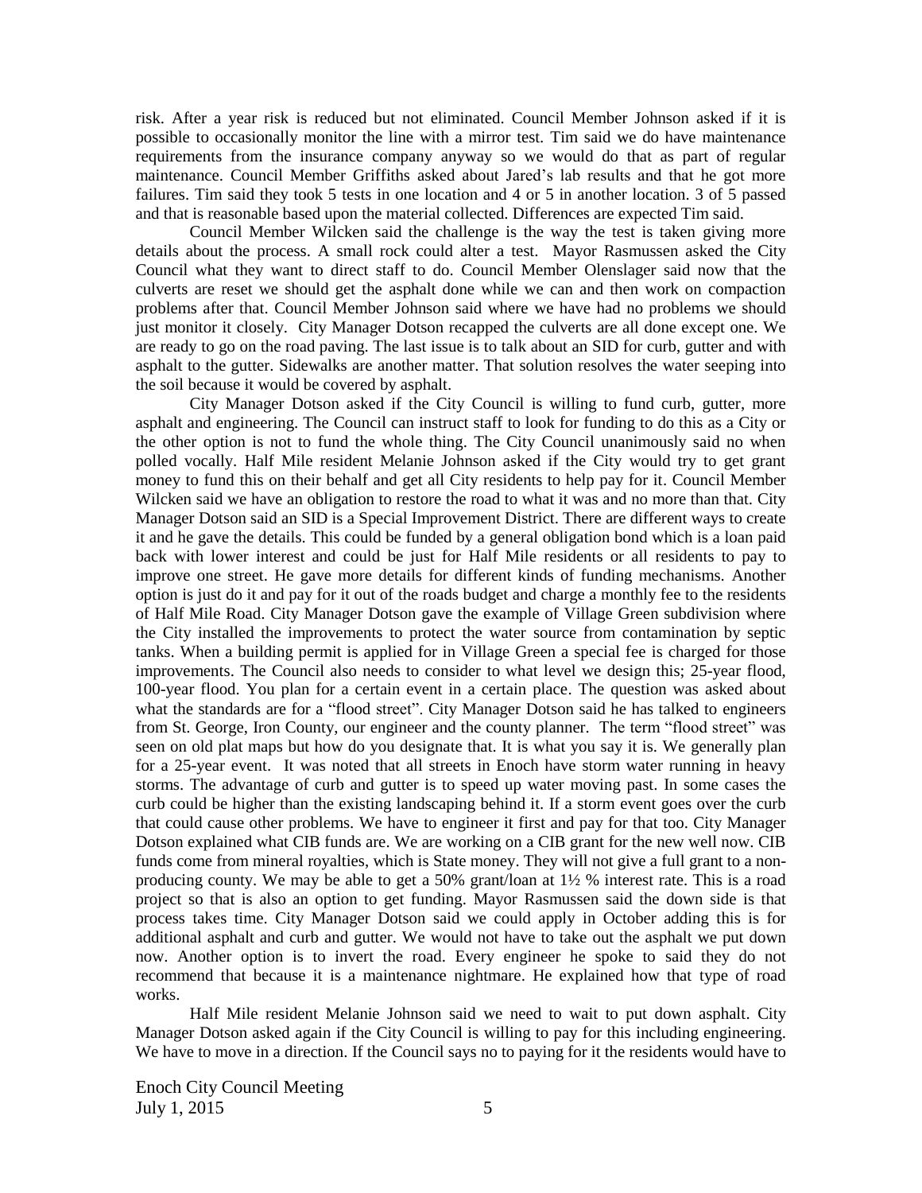risk. After a year risk is reduced but not eliminated. Council Member Johnson asked if it is possible to occasionally monitor the line with a mirror test. Tim said we do have maintenance requirements from the insurance company anyway so we would do that as part of regular maintenance. Council Member Griffiths asked about Jared's lab results and that he got more failures. Tim said they took 5 tests in one location and 4 or 5 in another location. 3 of 5 passed and that is reasonable based upon the material collected. Differences are expected Tim said.

Council Member Wilcken said the challenge is the way the test is taken giving more details about the process. A small rock could alter a test. Mayor Rasmussen asked the City Council what they want to direct staff to do. Council Member Olenslager said now that the culverts are reset we should get the asphalt done while we can and then work on compaction problems after that. Council Member Johnson said where we have had no problems we should just monitor it closely. City Manager Dotson recapped the culverts are all done except one. We are ready to go on the road paving. The last issue is to talk about an SID for curb, gutter and with asphalt to the gutter. Sidewalks are another matter. That solution resolves the water seeping into the soil because it would be covered by asphalt.

City Manager Dotson asked if the City Council is willing to fund curb, gutter, more asphalt and engineering. The Council can instruct staff to look for funding to do this as a City or the other option is not to fund the whole thing. The City Council unanimously said no when polled vocally. Half Mile resident Melanie Johnson asked if the City would try to get grant money to fund this on their behalf and get all City residents to help pay for it. Council Member Wilcken said we have an obligation to restore the road to what it was and no more than that. City Manager Dotson said an SID is a Special Improvement District. There are different ways to create it and he gave the details. This could be funded by a general obligation bond which is a loan paid back with lower interest and could be just for Half Mile residents or all residents to pay to improve one street. He gave more details for different kinds of funding mechanisms. Another option is just do it and pay for it out of the roads budget and charge a monthly fee to the residents of Half Mile Road. City Manager Dotson gave the example of Village Green subdivision where the City installed the improvements to protect the water source from contamination by septic tanks. When a building permit is applied for in Village Green a special fee is charged for those improvements. The Council also needs to consider to what level we design this; 25-year flood, 100-year flood. You plan for a certain event in a certain place. The question was asked about what the standards are for a "flood street". City Manager Dotson said he has talked to engineers from St. George, Iron County, our engineer and the county planner. The term "flood street" was seen on old plat maps but how do you designate that. It is what you say it is. We generally plan for a 25-year event. It was noted that all streets in Enoch have storm water running in heavy storms. The advantage of curb and gutter is to speed up water moving past. In some cases the curb could be higher than the existing landscaping behind it. If a storm event goes over the curb that could cause other problems. We have to engineer it first and pay for that too. City Manager Dotson explained what CIB funds are. We are working on a CIB grant for the new well now. CIB funds come from mineral royalties, which is State money. They will not give a full grant to a non-producing county. We may be able to get a 50% grant/loan at 1½ % interest rate. This is a road project so that is also an option to get funding. Mayor Rasmussen said the down side is that process takes time. City Manager Dotson said we could apply in October adding this is for additional asphalt and curb and gutter. We would not have to take out the asphalt we put down now. Another option is to invert the road. Every engineer he spoke to said they do not recommend that because it is a maintenance nightmare. He explained how that type of road works.

Half Mile resident Melanie Johnson said we need to wait to put down asphalt. City Manager Dotson asked again if the City Council is willing to pay for this including engineering. We have to move in a direction. If the Council says no to paying for it the residents would have to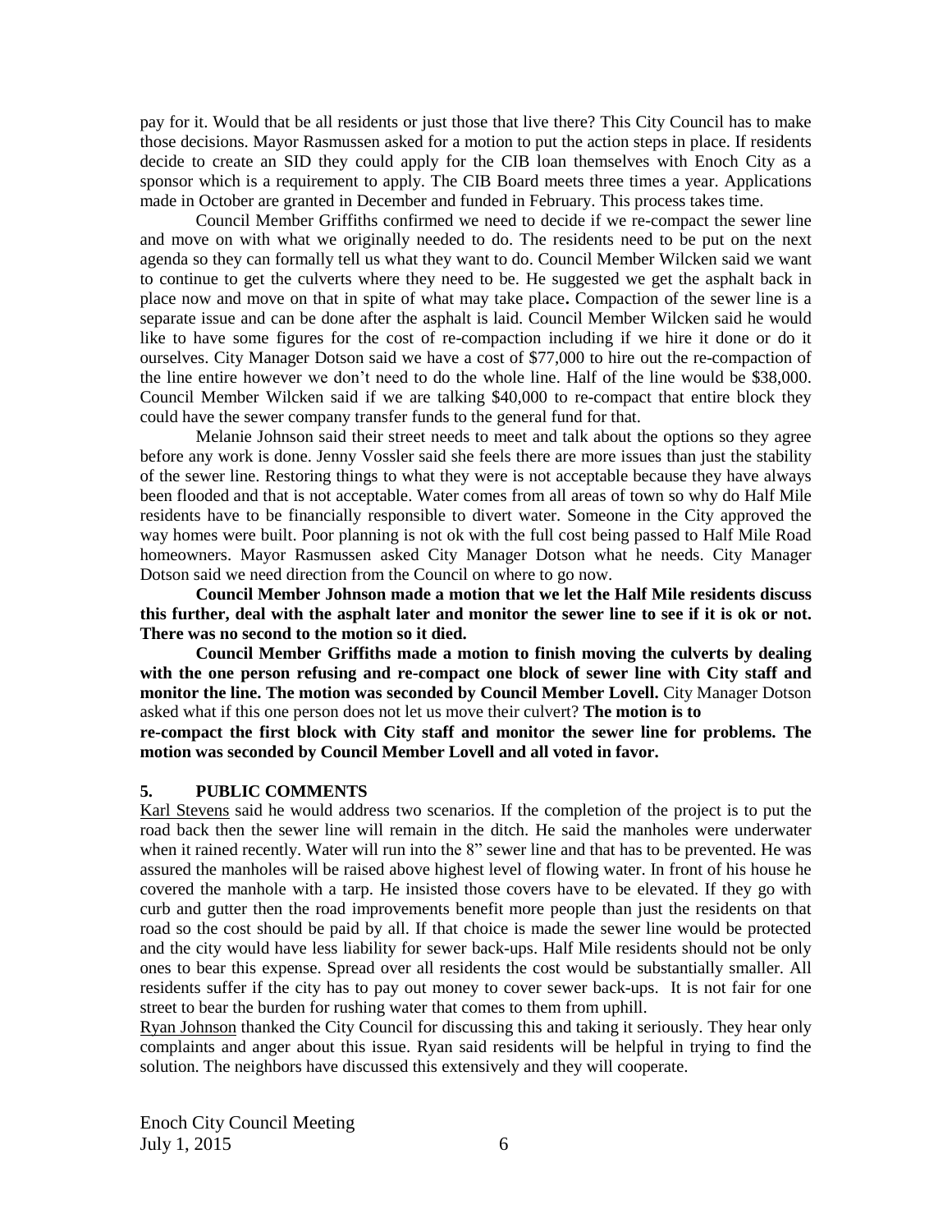pay for it. Would that be all residents or just those that live there? This City Council has to make those decisions. Mayor Rasmussen asked for a motion to put the action steps in place. If residents decide to create an SID they could apply for the CIB loan themselves with Enoch City as a sponsor which is a requirement to apply. The CIB Board meets three times a year. Applications made in October are granted in December and funded in February. This process takes time.

Council Member Griffiths confirmed we need to decide if we re-compact the sewer line and move on with what we originally needed to do. The residents need to be put on the next agenda so they can formally tell us what they want to do. Council Member Wilcken said we want to continue to get the culverts where they need to be. He suggested we get the asphalt back in place now and move on that in spite of what may take place**.** Compaction of the sewer line is a separate issue and can be done after the asphalt is laid. Council Member Wilcken said he would like to have some figures for the cost of re-compaction including if we hire it done or do it ourselves. City Manager Dotson said we have a cost of $77,000 to hire out the re-compaction of the line entire however we don't need to do the whole line. Half of the line would be $38,000. Council Member Wilcken said if we are talking $40,000 to re-compact that entire block they could have the sewer company transfer funds to the general fund for that.

Melanie Johnson said their street needs to meet and talk about the options so they agree before any work is done. Jenny Vossler said she feels there are more issues than just the stability of the sewer line. Restoring things to what they were is not acceptable because they have always been flooded and that is not acceptable. Water comes from all areas of town so why do Half Mile residents have to be financially responsible to divert water. Someone in the City approved the way homes were built. Poor planning is not ok with the full cost being passed to Half Mile Road homeowners. Mayor Rasmussen asked City Manager Dotson what he needs. City Manager Dotson said we need direction from the Council on where to go now.

**Council Member Johnson made a motion that we let the Half Mile residents discuss this further, deal with the asphalt later and monitor the sewer line to see if it is ok or not. There was no second to the motion so it died.**

**Council Member Griffiths made a motion to finish moving the culverts by dealing with the one person refusing and re-compact one block of sewer line with City staff and monitor the line. The motion was seconded by Council Member Lovell.** City Manager Dotson asked what if this one person does not let us move their culvert? **The motion is to re-compact the first block with City staff and monitor the sewer line for problems. The motion was seconded by Council Member Lovell and all voted in favor.**

## 5. PUBLIC COMMENTS

Karl Stevens said he would address two scenarios. If the completion of the project is to put the road back then the sewer line will remain in the ditch. He said the manholes were underwater when it rained recently. Water will run into the 8" sewer line and that has to be prevented. He was assured the manholes will be raised above highest level of flowing water. In front of his house he covered the manhole with a tarp. He insisted those covers have to be elevated. If they go with curb and gutter then the road improvements benefit more people than just the residents on that road so the cost should be paid by all. If that choice is made the sewer line would be protected and the city would have less liability for sewer back-ups. Half Mile residents should not be only ones to bear this expense. Spread over all residents the cost would be substantially smaller. All residents suffer if the city has to pay out money to cover sewer back-ups. It is not fair for one street to bear the burden for rushing water that comes to them from uphill.

Ryan Johnson thanked the City Council for discussing this and taking it seriously. They hear only complaints and anger about this issue. Ryan said residents will be helpful in trying to find the solution. The neighbors have discussed this extensively and they will cooperate.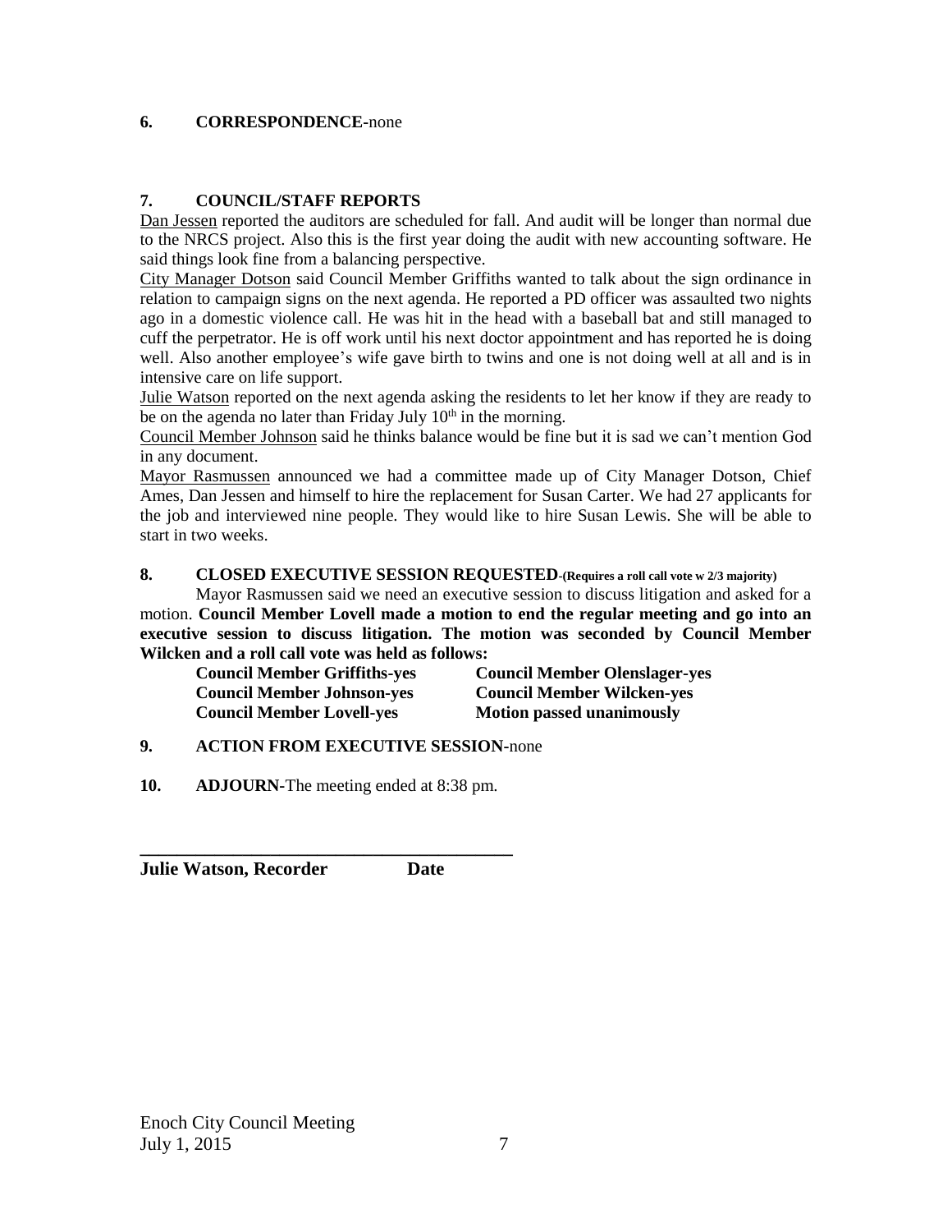**6. CORRESPONDENCE**-none

**7. COUNCIL/STAFF REPORTS**

Dan Jessen reported the auditors are scheduled for fall. And audit will be longer than normal due to the NRCS project. Also this is the first year doing the audit with new accounting software. He said things look fine from a balancing perspective.

City Manager Dotson said Council Member Griffiths wanted to talk about the sign ordinance in relation to campaign signs on the next agenda. He reported a PD officer was assaulted two nights ago in a domestic violence call. He was hit in the head with a baseball bat and still managed to cuff the perpetrator. He is off work until his next doctor appointment and has reported he is doing well. Also another employee's wife gave birth to twins and one is not doing well at all and is in intensive care on life support.

Julie Watson reported on the next agenda asking the residents to let her know if they are ready to be on the agenda no later than Friday July 10th in the morning.

Council Member Johnson said he thinks balance would be fine but it is sad we can't mention God in any document.

Mayor Rasmussen announced we had a committee made up of City Manager Dotson, Chief Ames, Dan Jessen and himself to hire the replacement for Susan Carter. We had 27 applicants for the job and interviewed nine people. They would like to hire Susan Lewis. She will be able to start in two weeks.

**8. CLOSED EXECUTIVE SESSION REQUESTED-(Requires a roll call vote w 2/3 majority)**

Mayor Rasmussen said we need an executive session to discuss litigation and asked for a motion. **Council Member Lovell made a motion to end the regular meeting and go into an executive session to discuss litigation. The motion was seconded by Council Member Wilcken and a roll call vote was held as follows:**

**Council Member Griffiths-yes**
**Council Member Olenslager-yes**
**Council Member Johnson-yes**
**Council Member Wilcken-yes**
**Council Member Lovell-yes**
**Motion passed unanimously**

**9. ACTION FROM EXECUTIVE SESSION**-none

**10. ADJOURN**-The meeting ended at 8:38 pm.

\_\_\_\_\_\_\_\_\_\_\_\_\_\_\_\_\_\_\_\_\_\_\_\_\_\_\_\_\_\_\_\_\_\_\_\_\_\_\_\_

**Julie Watson, Recorder Date**